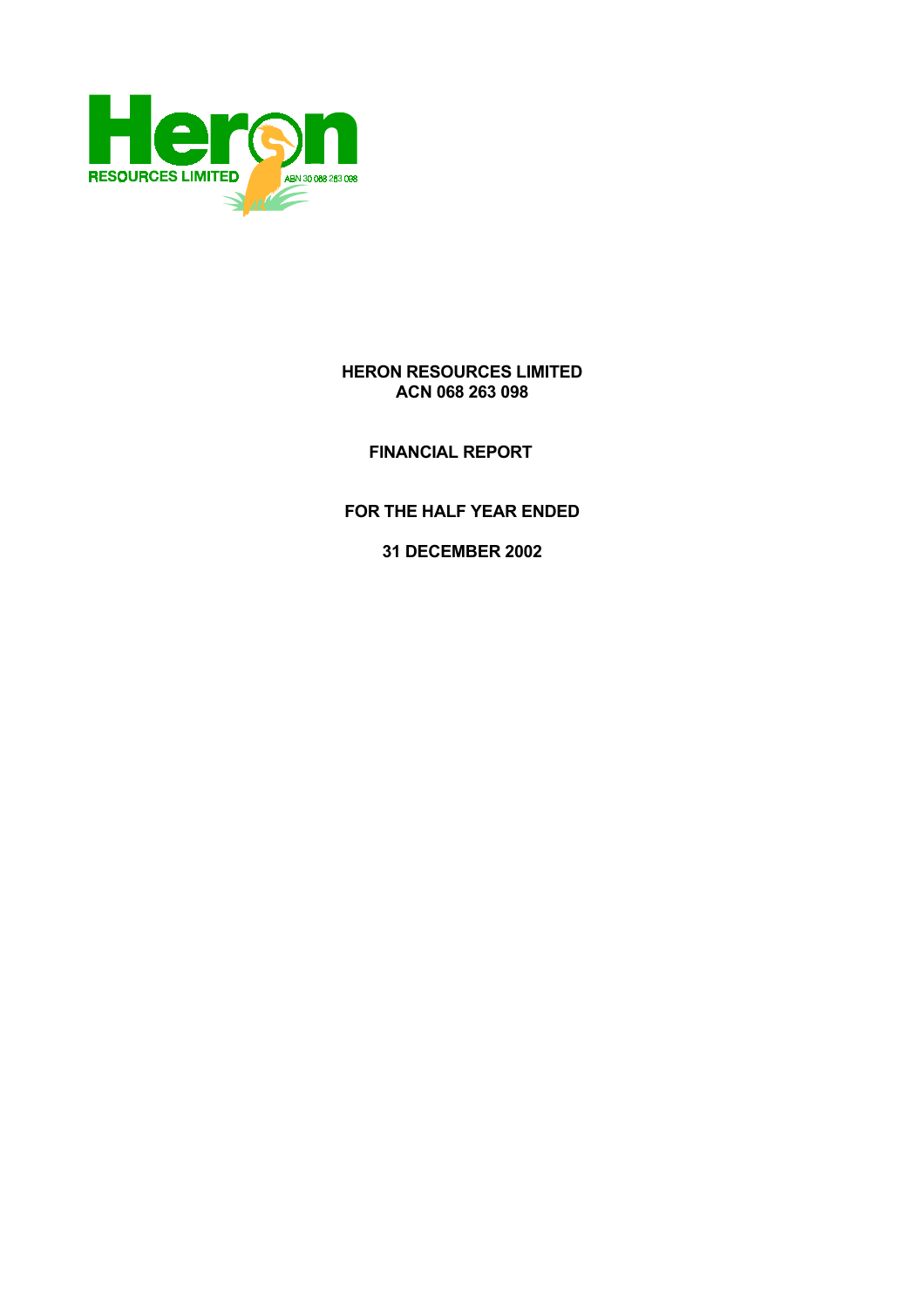# HERON RESOURCES LIMITED
## ACN 068 263 098

## FINANCIAL REPORT

## FOR THE HALF YEAR ENDED

## 31 DECEMBER 2002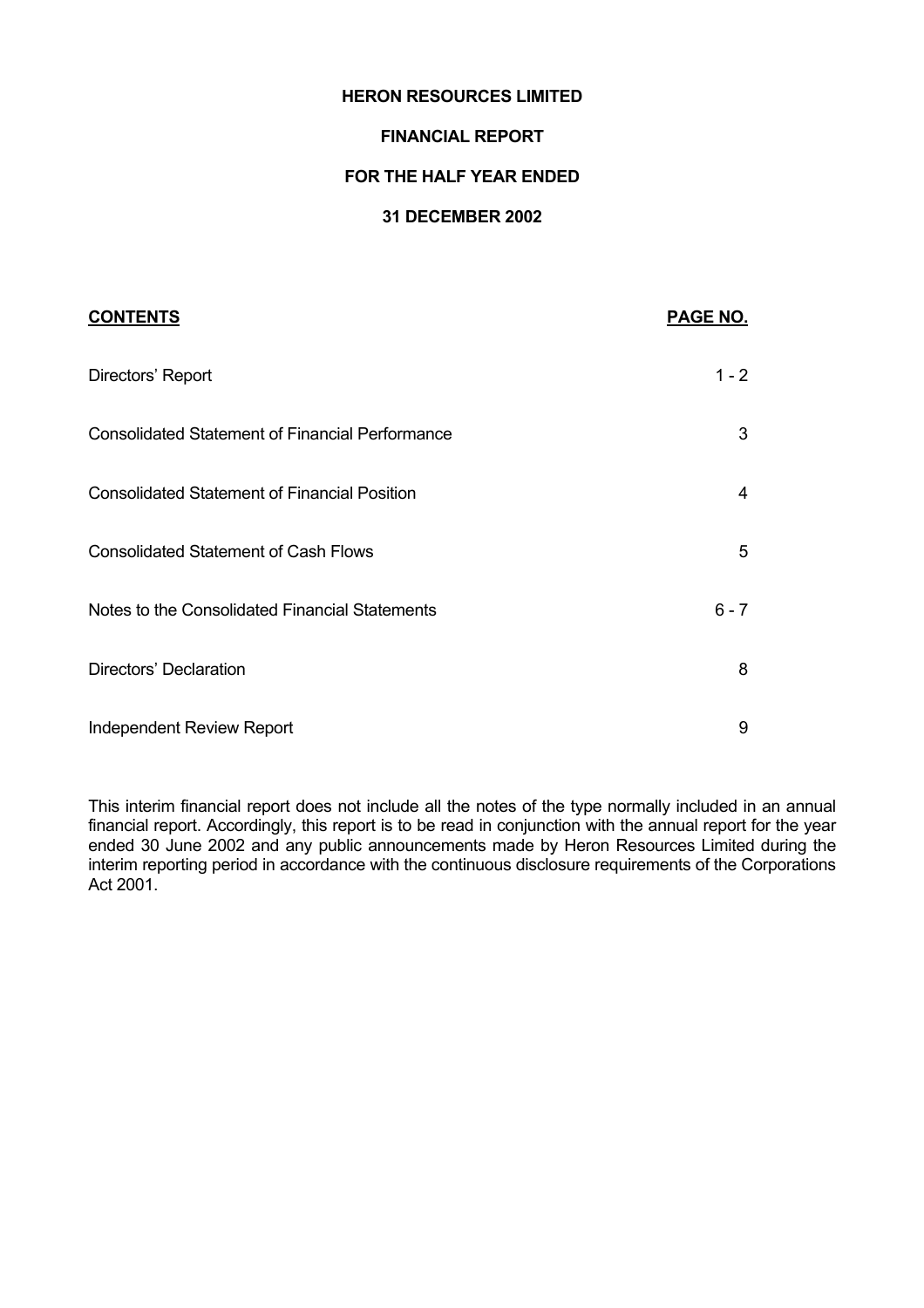# HERON RESOURCES LIMITED

## FINANCIAL REPORT

## FOR THE HALF YEAR ENDED

## 31 DECEMBER 2002

| **CONTENTS** | **PAGE NO.** |
|---|---|
| Directors' Report | 1 - 2 |
| Consolidated Statement of Financial Performance | 3 |
| Consolidated Statement of Financial Position | 4 |
| Consolidated Statement of Cash Flows | 5 |
| Notes to the Consolidated Financial Statements | 6 - 7 |
| Directors' Declaration | 8 |
| Independent Review Report | 9 |

This interim financial report does not include all the notes of the type normally included in an annual financial report. Accordingly, this report is to be read in conjunction with the annual report for the year ended 30 June 2002 and any public announcements made by Heron Resources Limited during the interim reporting period in accordance with the continuous disclosure requirements of the Corporations Act 2001.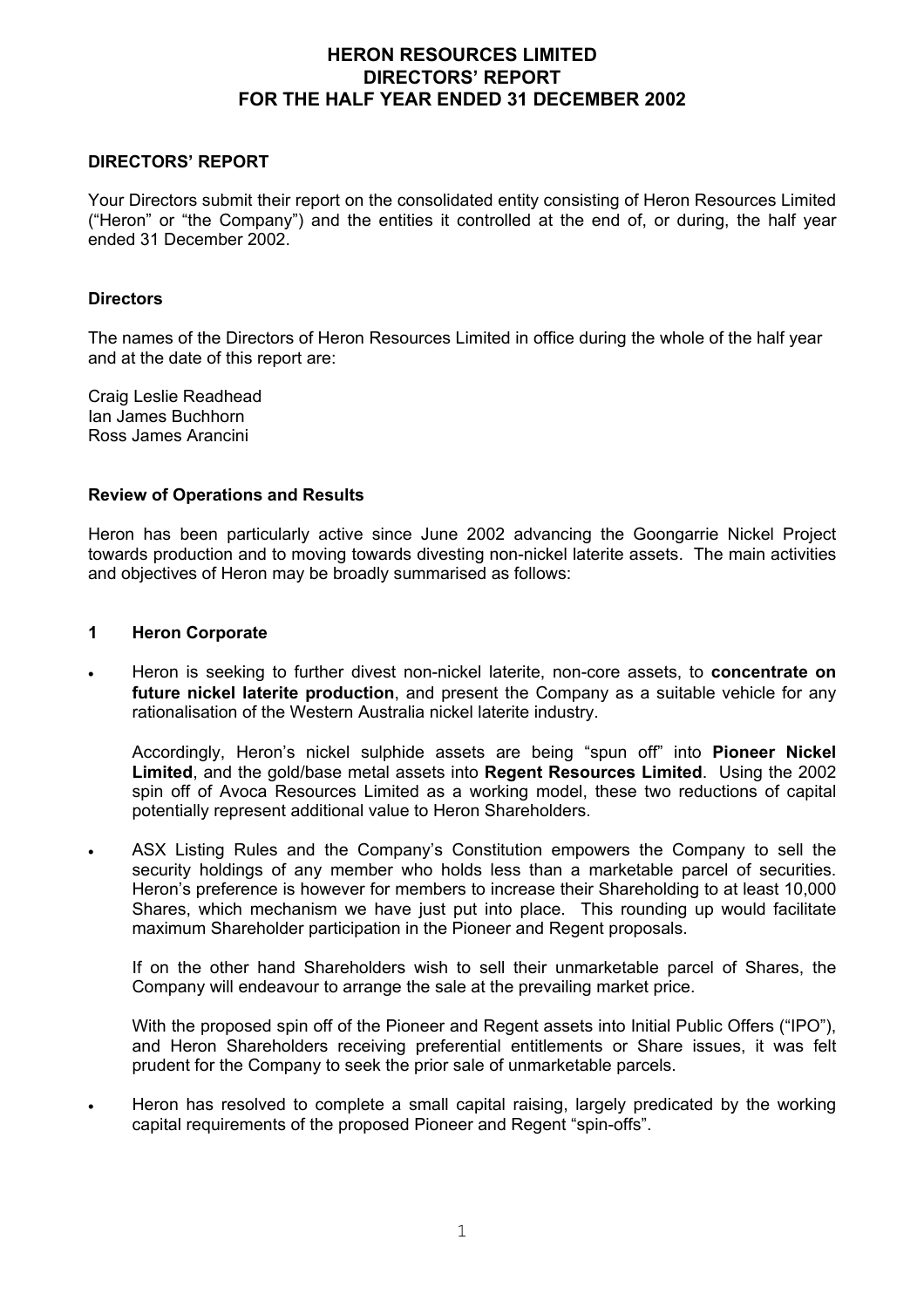# HERON RESOURCES LIMITED
# DIRECTORS' REPORT
# FOR THE HALF YEAR ENDED 31 DECEMBER 2002

## DIRECTORS' REPORT

Your Directors submit their report on the consolidated entity consisting of Heron Resources Limited ("Heron" or "the Company") and the entities it controlled at the end of, or during, the half year ended 31 December 2002.

### Directors

The names of the Directors of Heron Resources Limited in office during the whole of the half year and at the date of this report are:

Craig Leslie Readhead
Ian James Buchhorn
Ross James Arancini

### Review of Operations and Results

Heron has been particularly active since June 2002 advancing the Goongarrie Nickel Project towards production and to moving towards divesting non-nickel laterite assets. The main activities and objectives of Heron may be broadly summarised as follows:

### 1 Heron Corporate

- Heron is seeking to further divest non-nickel laterite, non-core assets, to **concentrate on future nickel laterite production**, and present the Company as a suitable vehicle for any rationalisation of the Western Australia nickel laterite industry.

  Accordingly, Heron's nickel sulphide assets are being "spun off" into **Pioneer Nickel Limited**, and the gold/base metal assets into **Regent Resources Limited**. Using the 2002 spin off of Avoca Resources Limited as a working model, these two reductions of capital potentially represent additional value to Heron Shareholders.

- ASX Listing Rules and the Company's Constitution empowers the Company to sell the security holdings of any member who holds less than a marketable parcel of securities. Heron's preference is however for members to increase their Shareholding to at least 10,000 Shares, which mechanism we have just put into place. This rounding up would facilitate maximum Shareholder participation in the Pioneer and Regent proposals.

  If on the other hand Shareholders wish to sell their unmarketable parcel of Shares, the Company will endeavour to arrange the sale at the prevailing market price.

  With the proposed spin off of the Pioneer and Regent assets into Initial Public Offers ("IPO"), and Heron Shareholders receiving preferential entitlements or Share issues, it was felt prudent for the Company to seek the prior sale of unmarketable parcels.

- Heron has resolved to complete a small capital raising, largely predicated by the working capital requirements of the proposed Pioneer and Regent "spin-offs".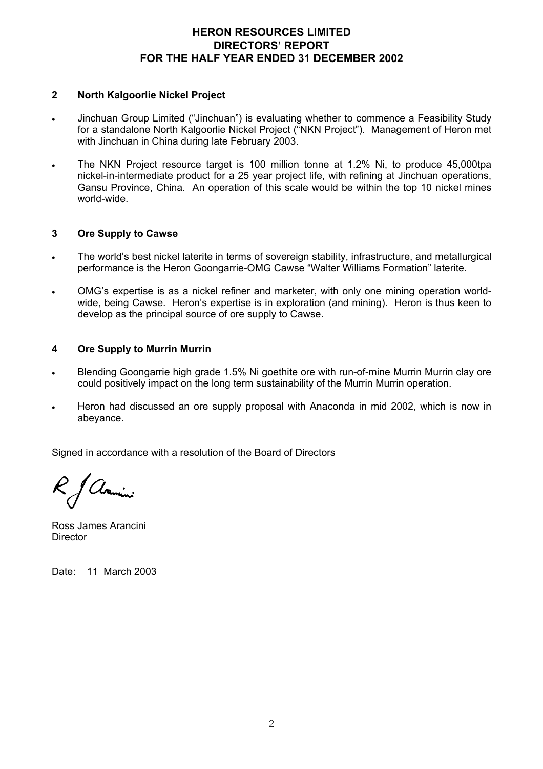# HERON RESOURCES LIMITED
# DIRECTORS' REPORT
# FOR THE HALF YEAR ENDED 31 DECEMBER 2002

## 2 North Kalgoorlie Nickel Project

- Jinchuan Group Limited ("Jinchuan") is evaluating whether to commence a Feasibility Study for a standalone North Kalgoorlie Nickel Project ("NKN Project"). Management of Heron met with Jinchuan in China during late February 2003.
- The NKN Project resource target is 100 million tonne at 1.2% Ni, to produce 45,000tpa nickel-in-intermediate product for a 25 year project life, with refining at Jinchuan operations, Gansu Province, China. An operation of this scale would be within the top 10 nickel mines world-wide.

## 3 Ore Supply to Cawse

- The world's best nickel laterite in terms of sovereign stability, infrastructure, and metallurgical performance is the Heron Goongarrie-OMG Cawse "Walter Williams Formation" laterite.
- OMG's expertise is as a nickel refiner and marketer, with only one mining operation world-wide, being Cawse. Heron's expertise is in exploration (and mining). Heron is thus keen to develop as the principal source of ore supply to Cawse.

## 4 Ore Supply to Murrin Murrin

- Blending Goongarrie high grade 1.5% Ni goethite ore with run-of-mine Murrin Murrin clay ore could positively impact on the long term sustainability of the Murrin Murrin operation.
- Heron had discussed an ore supply proposal with Anaconda in mid 2002, which is now in abeyance.

Signed in accordance with a resolution of the Board of Directors

Ross James Arancini
Director

Date: 11 March 2003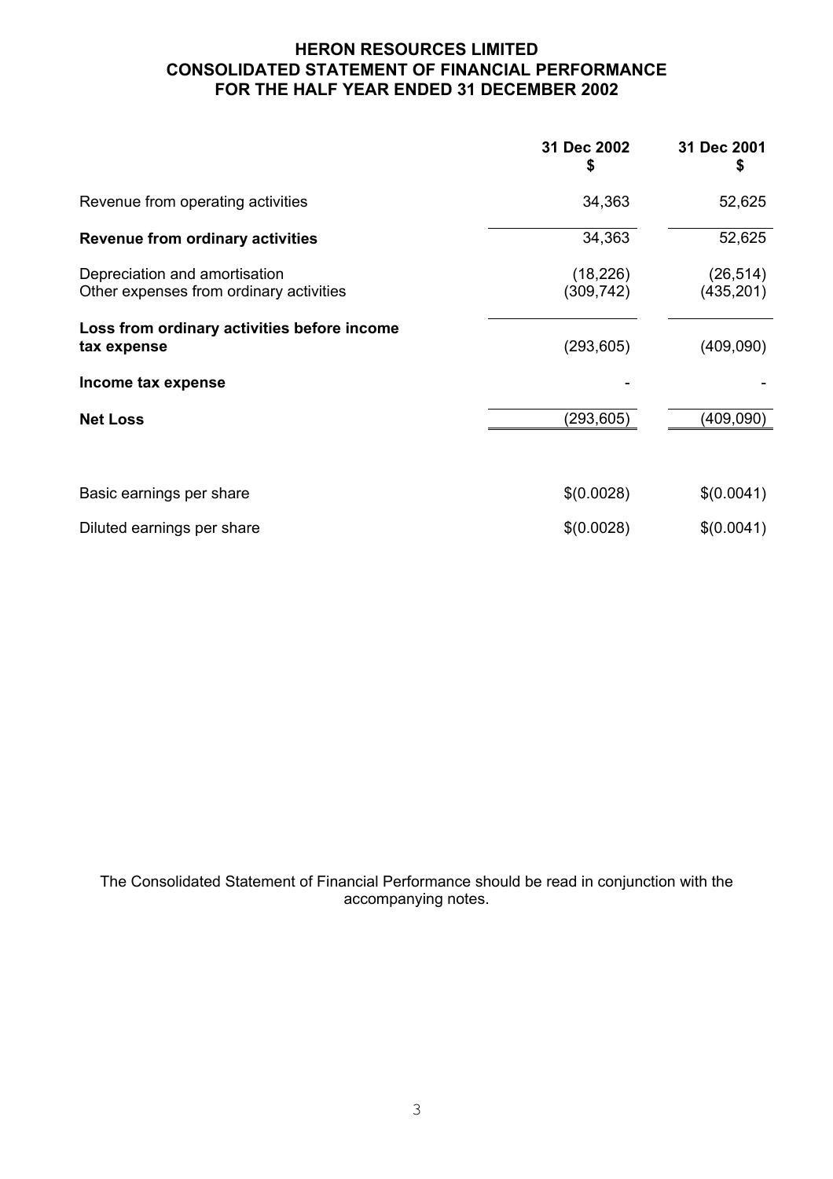# HERON RESOURCES LIMITED
## CONSOLIDATED STATEMENT OF FINANCIAL PERFORMANCE
## FOR THE HALF YEAR ENDED 31 DECEMBER 2002

| | 31 Dec 2002 $ | 31 Dec 2001 $ |
|---|---|---|
| Revenue from operating activities | 34,363 | 52,625 |
| **Revenue from ordinary activities** | 34,363 | 52,625 |
| Depreciation and amortisation | (18,226) | (26,514) |
| Other expenses from ordinary activities | (309,742) | (435,201) |
| **Loss from ordinary activities before income tax expense** | (293,605) | (409,090) |
| **Income tax expense** | - | - |
| **Net Loss** | (293,605) | (409,090) |
| | | |
| Basic earnings per share | $(0.0028) | $(0.0041) |
| Diluted earnings per share | $(0.0028) | $(0.0041) |

The Consolidated Statement of Financial Performance should be read in conjunction with the accompanying notes.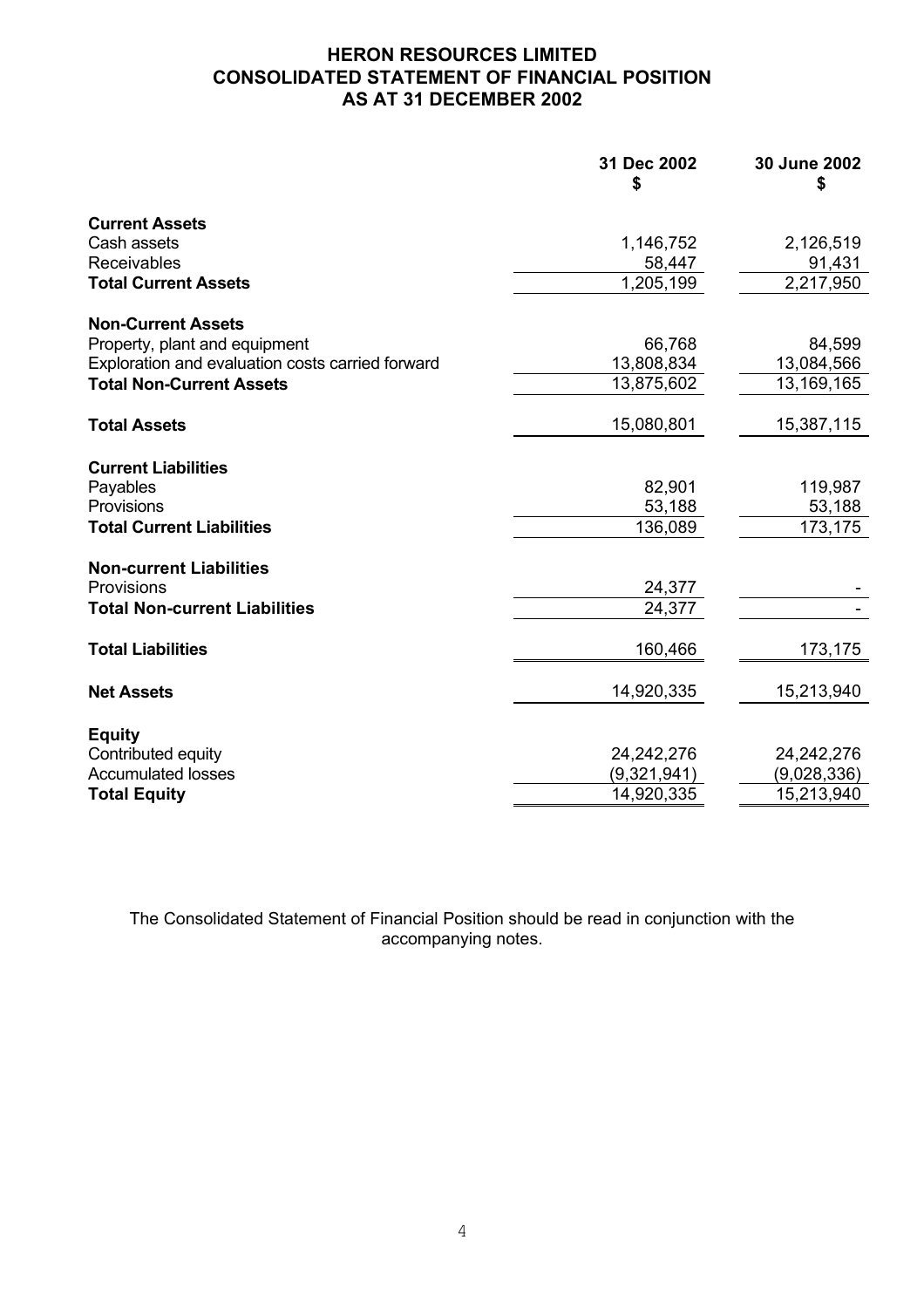# HERON RESOURCES LIMITED
## CONSOLIDATED STATEMENT OF FINANCIAL POSITION
## AS AT 31 DECEMBER 2002

| | 31 Dec 2002<br>$ | 30 June 2002<br>$ |
|---|---|---|
| **Current Assets** | | |
| Cash assets | 1,146,752 | 2,126,519 |
| Receivables | 58,447 | 91,431 |
| **Total Current Assets** | 1,205,199 | 2,217,950 |
| **Non-Current Assets** | | |
| Property, plant and equipment | 66,768 | 84,599 |
| Exploration and evaluation costs carried forward | 13,808,834 | 13,084,566 |
| **Total Non-Current Assets** | 13,875,602 | 13,169,165 |
| **Total Assets** | 15,080,801 | 15,387,115 |
| **Current Liabilities** | | |
| Payables | 82,901 | 119,987 |
| Provisions | 53,188 | 53,188 |
| **Total Current Liabilities** | 136,089 | 173,175 |
| **Non-current Liabilities** | | |
| Provisions | 24,377 | - |
| **Total Non-current Liabilities** | 24,377 | - |
| **Total Liabilities** | 160,466 | 173,175 |
| **Net Assets** | 14,920,335 | 15,213,940 |
| **Equity** | | |
| Contributed equity | 24,242,276 | 24,242,276 |
| Accumulated losses | (9,321,941) | (9,028,336) |
| **Total Equity** | 14,920,335 | 15,213,940 |

The Consolidated Statement of Financial Position should be read in conjunction with the accompanying notes.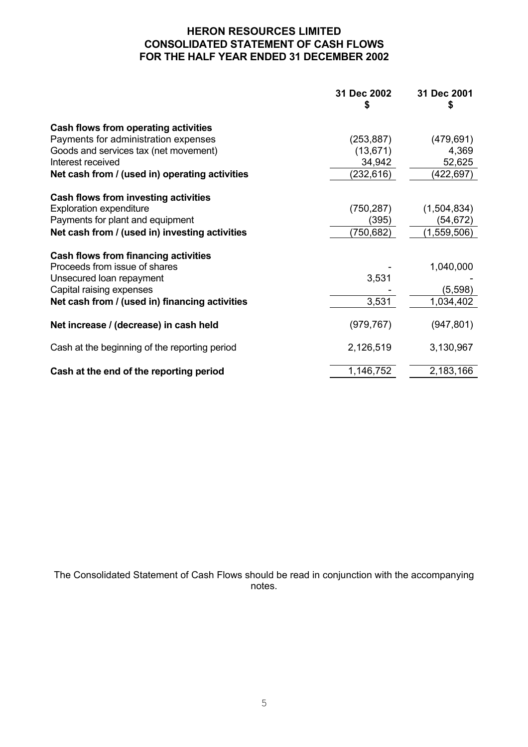# HERON RESOURCES LIMITED
## CONSOLIDATED STATEMENT OF CASH FLOWS
## FOR THE HALF YEAR ENDED 31 DECEMBER 2002

| | 31 Dec 2002<br>$ | 31 Dec 2001<br>$ |
|---|---|---|
| **Cash flows from operating activities** | | |
| Payments for administration expenses | (253,887) | (479,691) |
| Goods and services tax (net movement) | (13,671) | 4,369 |
| Interest received | 34,942 | 52,625 |
| **Net cash from / (used in) operating activities** | (232,616) | (422,697) |
| **Cash flows from investing activities** | | |
| Exploration expenditure | (750,287) | (1,504,834) |
| Payments for plant and equipment | (395) | (54,672) |
| **Net cash from / (used in) investing activities** | (750,682) | (1,559,506) |
| **Cash flows from financing activities** | | |
| Proceeds from issue of shares | - | 1,040,000 |
| Unsecured loan repayment | 3,531 | - |
| Capital raising expenses | - | (5,598) |
| **Net cash from / (used in) financing activities** | 3,531 | 1,034,402 |
| **Net increase / (decrease) in cash held** | (979,767) | (947,801) |
| Cash at the beginning of the reporting period | 2,126,519 | 3,130,967 |
| **Cash at the end of the reporting period** | 1,146,752 | 2,183,166 |

The Consolidated Statement of Cash Flows should be read in conjunction with the accompanying notes.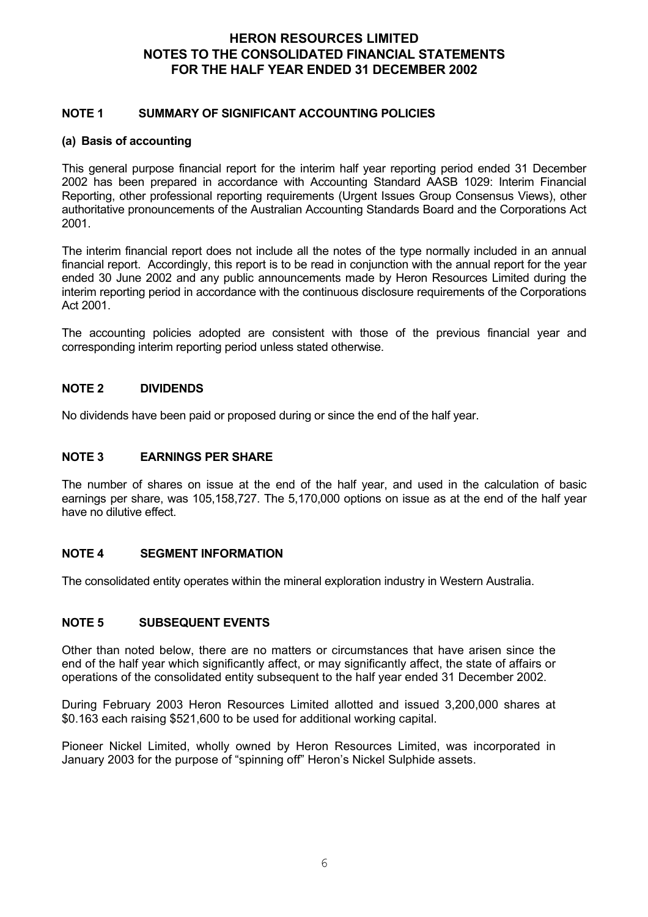# HERON RESOURCES LIMITED
# NOTES TO THE CONSOLIDATED FINANCIAL STATEMENTS
# FOR THE HALF YEAR ENDED 31 DECEMBER 2002

## NOTE 1 SUMMARY OF SIGNIFICANT ACCOUNTING POLICIES

### (a) Basis of accounting

This general purpose financial report for the interim half year reporting period ended 31 December 2002 has been prepared in accordance with Accounting Standard AASB 1029: Interim Financial Reporting, other professional reporting requirements (Urgent Issues Group Consensus Views), other authoritative pronouncements of the Australian Accounting Standards Board and the Corporations Act 2001.

The interim financial report does not include all the notes of the type normally included in an annual financial report. Accordingly, this report is to be read in conjunction with the annual report for the year ended 30 June 2002 and any public announcements made by Heron Resources Limited during the interim reporting period in accordance with the continuous disclosure requirements of the Corporations Act 2001.

The accounting policies adopted are consistent with those of the previous financial year and corresponding interim reporting period unless stated otherwise.

## NOTE 2 DIVIDENDS

No dividends have been paid or proposed during or since the end of the half year.

## NOTE 3 EARNINGS PER SHARE

The number of shares on issue at the end of the half year, and used in the calculation of basic earnings per share, was 105,158,727. The 5,170,000 options on issue as at the end of the half year have no dilutive effect.

## NOTE 4 SEGMENT INFORMATION

The consolidated entity operates within the mineral exploration industry in Western Australia.

## NOTE 5 SUBSEQUENT EVENTS

Other than noted below, there are no matters or circumstances that have arisen since the end of the half year which significantly affect, or may significantly affect, the state of affairs or operations of the consolidated entity subsequent to the half year ended 31 December 2002.

During February 2003 Heron Resources Limited allotted and issued 3,200,000 shares at $0.163 each raising $521,600 to be used for additional working capital.

Pioneer Nickel Limited, wholly owned by Heron Resources Limited, was incorporated in January 2003 for the purpose of "spinning off" Heron's Nickel Sulphide assets.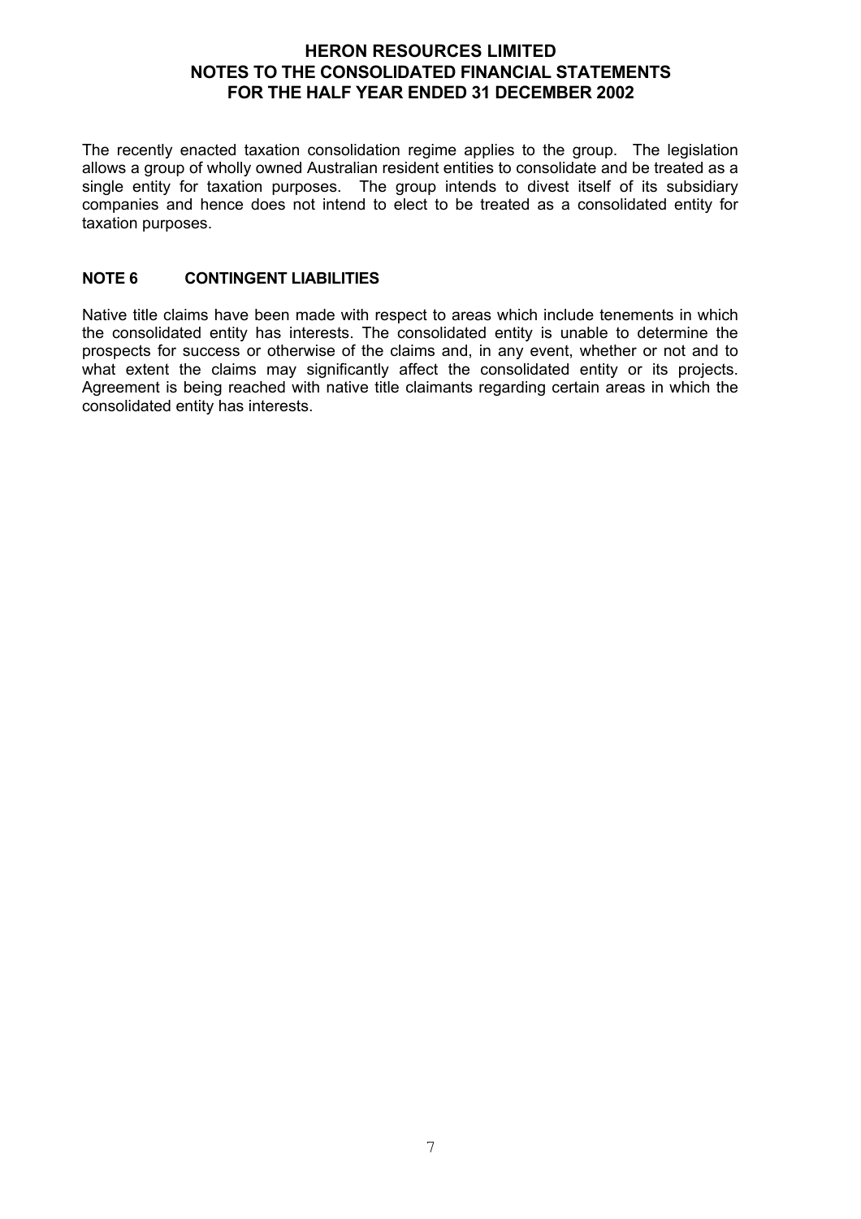The recently enacted taxation consolidation regime applies to the group. The legislation allows a group of wholly owned Australian resident entities to consolidate and be treated as a single entity for taxation purposes. The group intends to divest itself of its subsidiary companies and hence does not intend to elect to be treated as a consolidated entity for taxation purposes.

## NOTE 6 CONTINGENT LIABILITIES

Native title claims have been made with respect to areas which include tenements in which the consolidated entity has interests. The consolidated entity is unable to determine the prospects for success or otherwise of the claims and, in any event, whether or not and to what extent the claims may significantly affect the consolidated entity or its projects. Agreement is being reached with native title claimants regarding certain areas in which the consolidated entity has interests.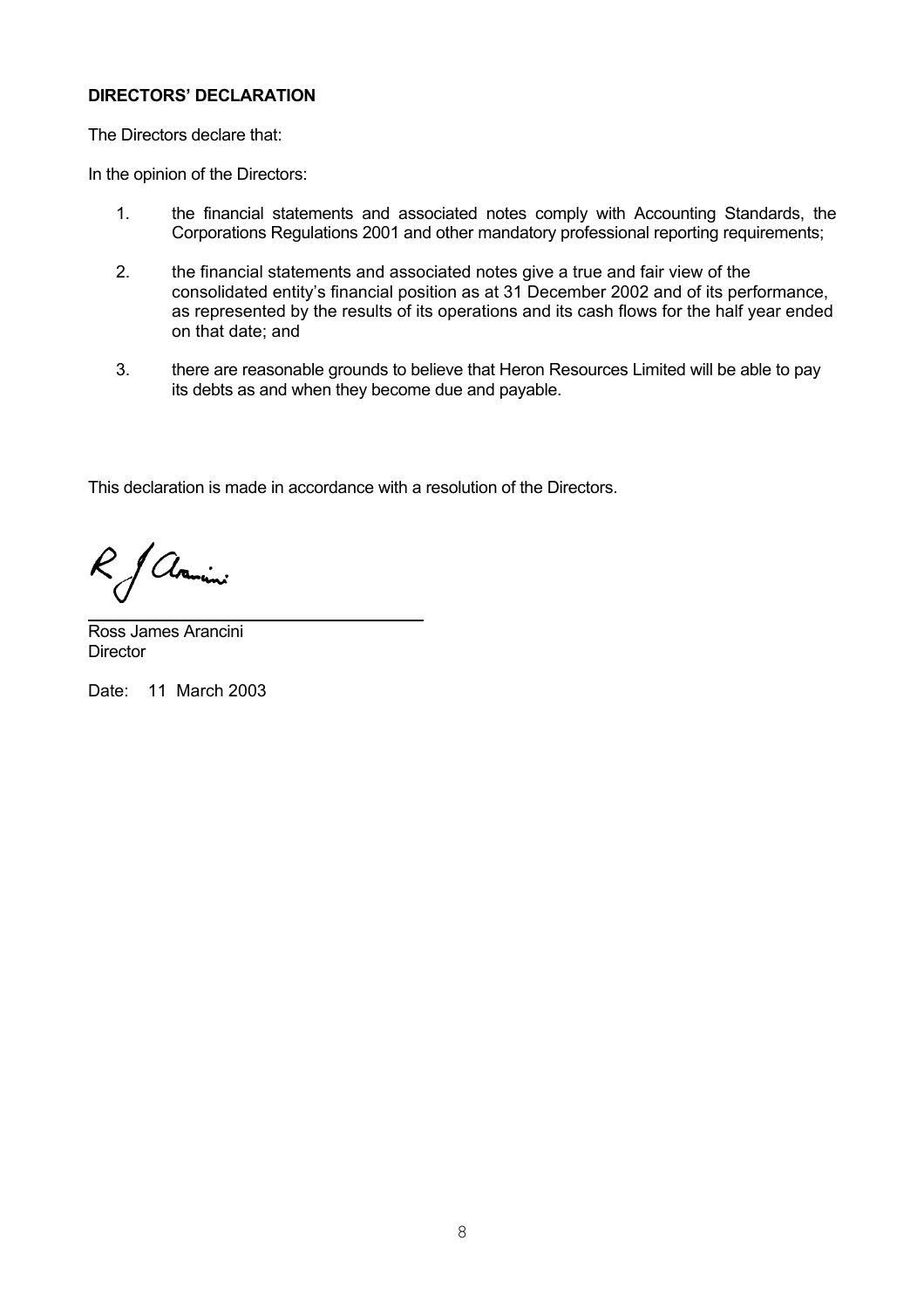**DIRECTORS' DECLARATION**

The Directors declare that:

In the opinion of the Directors:

1. the financial statements and associated notes comply with Accounting Standards, the Corporations Regulations 2001 and other mandatory professional reporting requirements;

2. the financial statements and associated notes give a true and fair view of the consolidated entity's financial position as at 31 December 2002 and of its performance, as represented by the results of its operations and its cash flows for the half year ended on that date; and

3. there are reasonable grounds to believe that Heron Resources Limited will be able to pay its debts as and when they become due and payable.

This declaration is made in accordance with a resolution of the Directors.

Ross James Arancini
Director

Date: 11 March 2003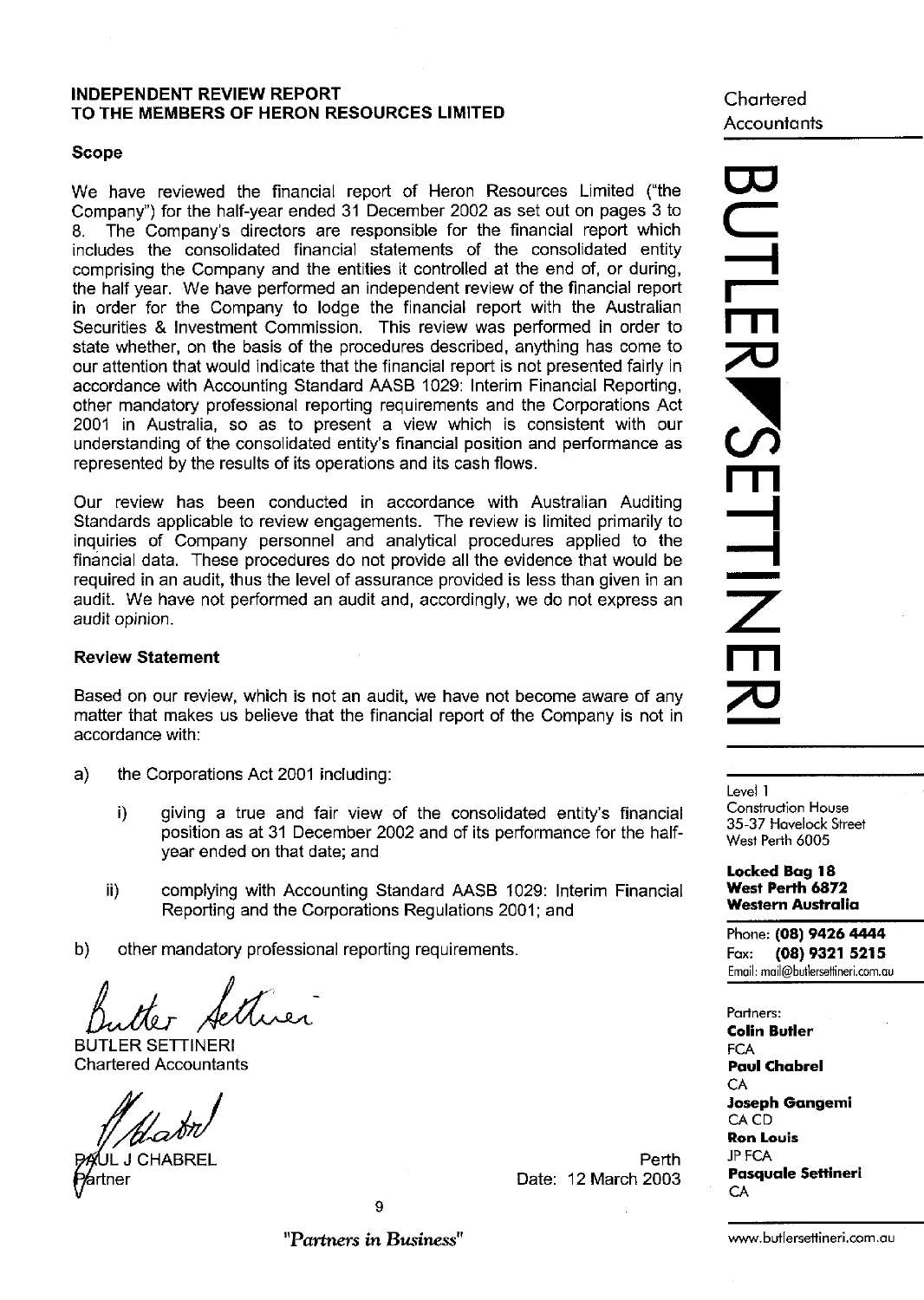## INDEPENDENT REVIEW REPORT
## TO THE MEMBERS OF HERON RESOURCES LIMITED

Chartered Accountants

BUTLER SETTINERI

### Scope

We have reviewed the financial report of Heron Resources Limited ("the Company") for the half-year ended 31 December 2002 as set out on pages 3 to 8. The Company's directors are responsible for the financial report which includes the consolidated financial statements of the consolidated entity comprising the Company and the entities it controlled at the end of, or during, the half year. We have performed an independent review of the financial report in order for the Company to lodge the financial report with the Australian Securities & Investment Commission. This review was performed in order to state whether, on the basis of the procedures described, anything has come to our attention that would indicate that the financial report is not presented fairly in accordance with Accounting Standard AASB 1029: Interim Financial Reporting, other mandatory professional reporting requirements and the Corporations Act 2001 in Australia, so as to present a view which is consistent with our understanding of the consolidated entity's financial position and performance as represented by the results of its operations and its cash flows.

Our review has been conducted in accordance with Australian Auditing Standards applicable to review engagements. The review is limited primarily to inquiries of Company personnel and analytical procedures applied to the financial data. These procedures do not provide all the evidence that would be required in an audit, thus the level of assurance provided is less than given in an audit. We have not performed an audit and, accordingly, we do not express an audit opinion.

### Review Statement

Based on our review, which is not an audit, we have not become aware of any matter that makes us believe that the financial report of the Company is not in accordance with:

a) the Corporations Act 2001 including:

   i) giving a true and fair view of the consolidated entity's financial position as at 31 December 2002 and of its performance for the half-year ended on that date; and

   ii) complying with Accounting Standard AASB 1029: Interim Financial Reporting and the Corporations Regulations 2001; and

b) other mandatory professional reporting requirements.

*Butler Settineri*

BUTLER SETTINERI
Chartered Accountants

*P Chabrel*

PAUL J CHABREL
Partner

Perth
Date: 12 March 2003

Level 1
Construction House
35-37 Havelock Street
West Perth 6005

**Locked Bag 18**
**West Perth 6872**
**Western Australia**

Phone: **(08) 9426 4444**
Fax: **(08) 9321 5215**
Email: mail@butlersettineri.com.au

Partners:
**Colin Butler**
FCA
**Paul Chabrel**
CA
**Joseph Gangemi**
CA CD
**Ron Louis**
JP FCA
**Pasquale Settineri**
CA

*"Partners in Business"*

www.butlersettineri.com.au